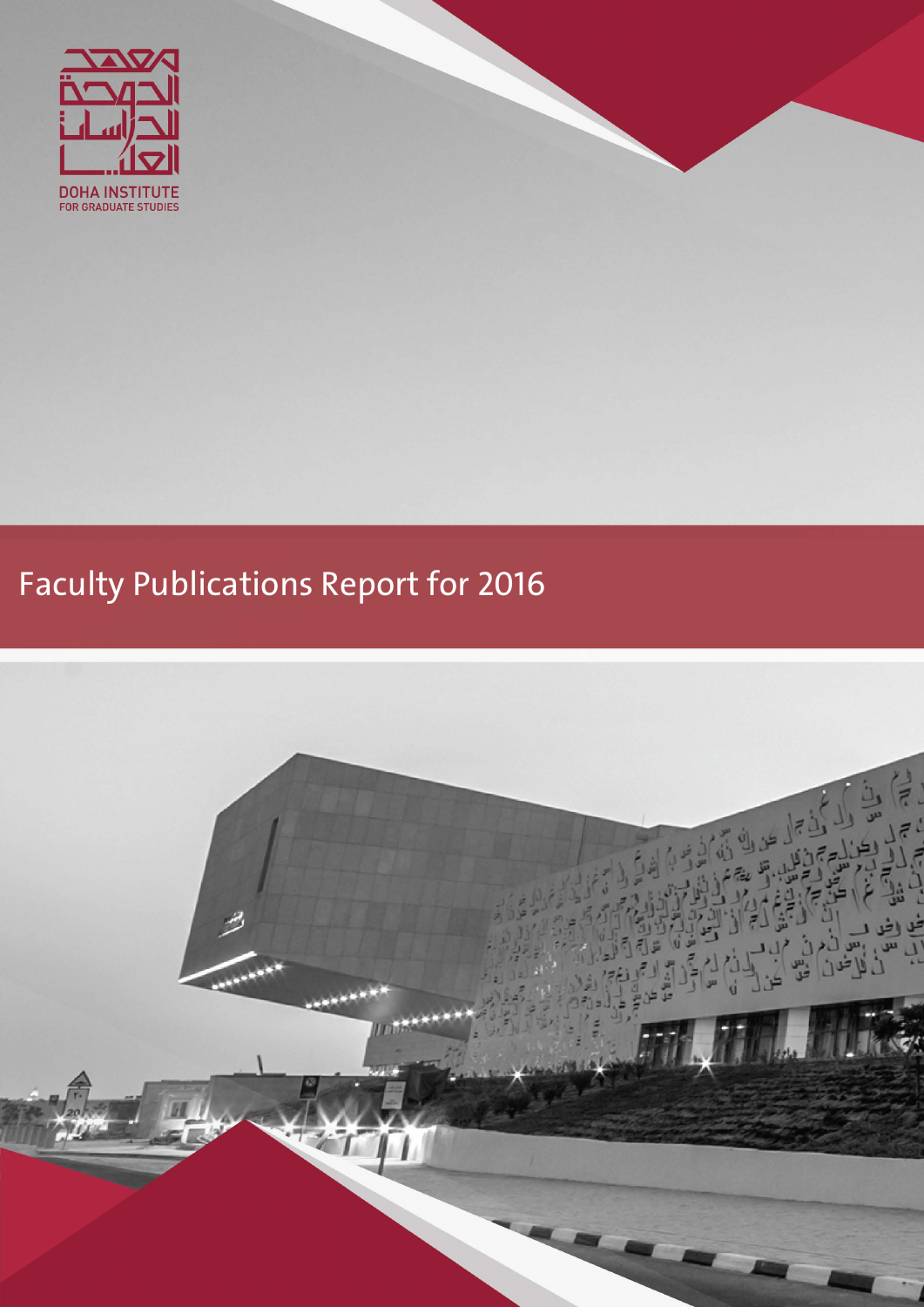معهد الدوحة للدراسات العليا

DOHA INSTITUTE
FOR GRADUATE STUDIES

# Faculty Publications Report for 2016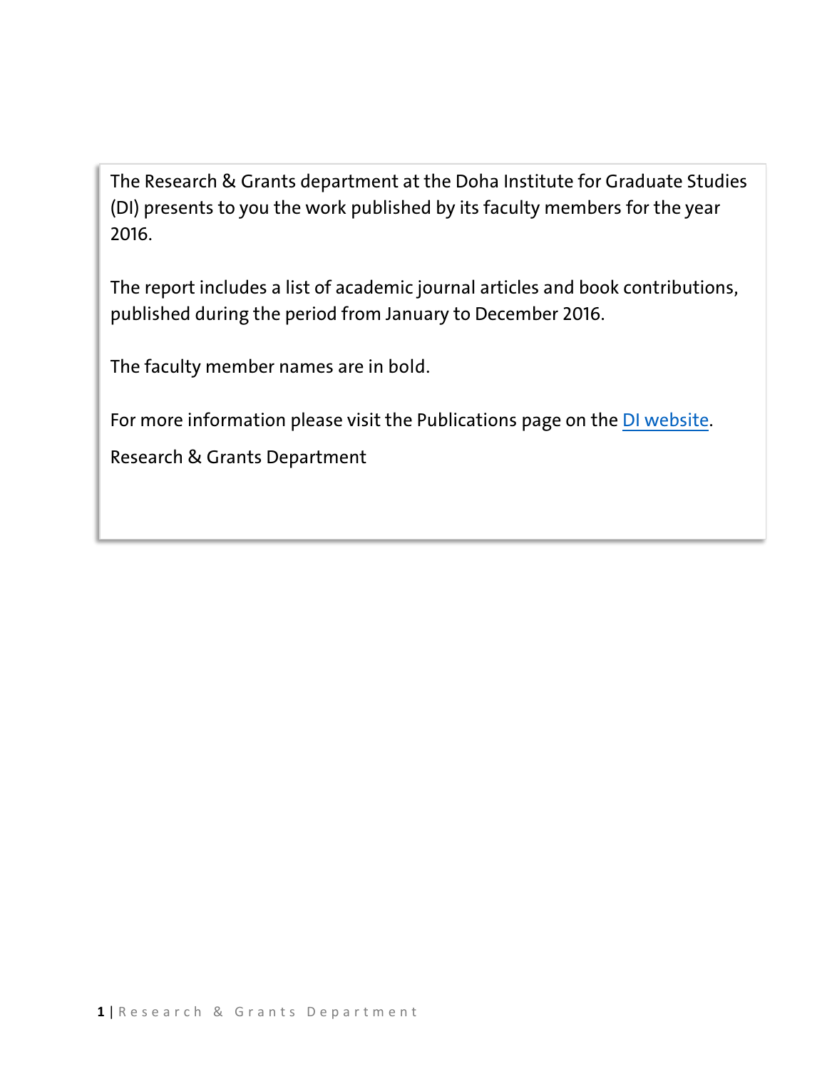The Research & Grants department at the Doha Institute for Graduate Studies (DI) presents to you the work published by its faculty members for the year 2016.

The report includes a list of academic journal articles and book contributions, published during the period from January to December 2016.

The faculty member names are in bold.

For more information please visit the Publications page on the DI website.

Research & Grants Department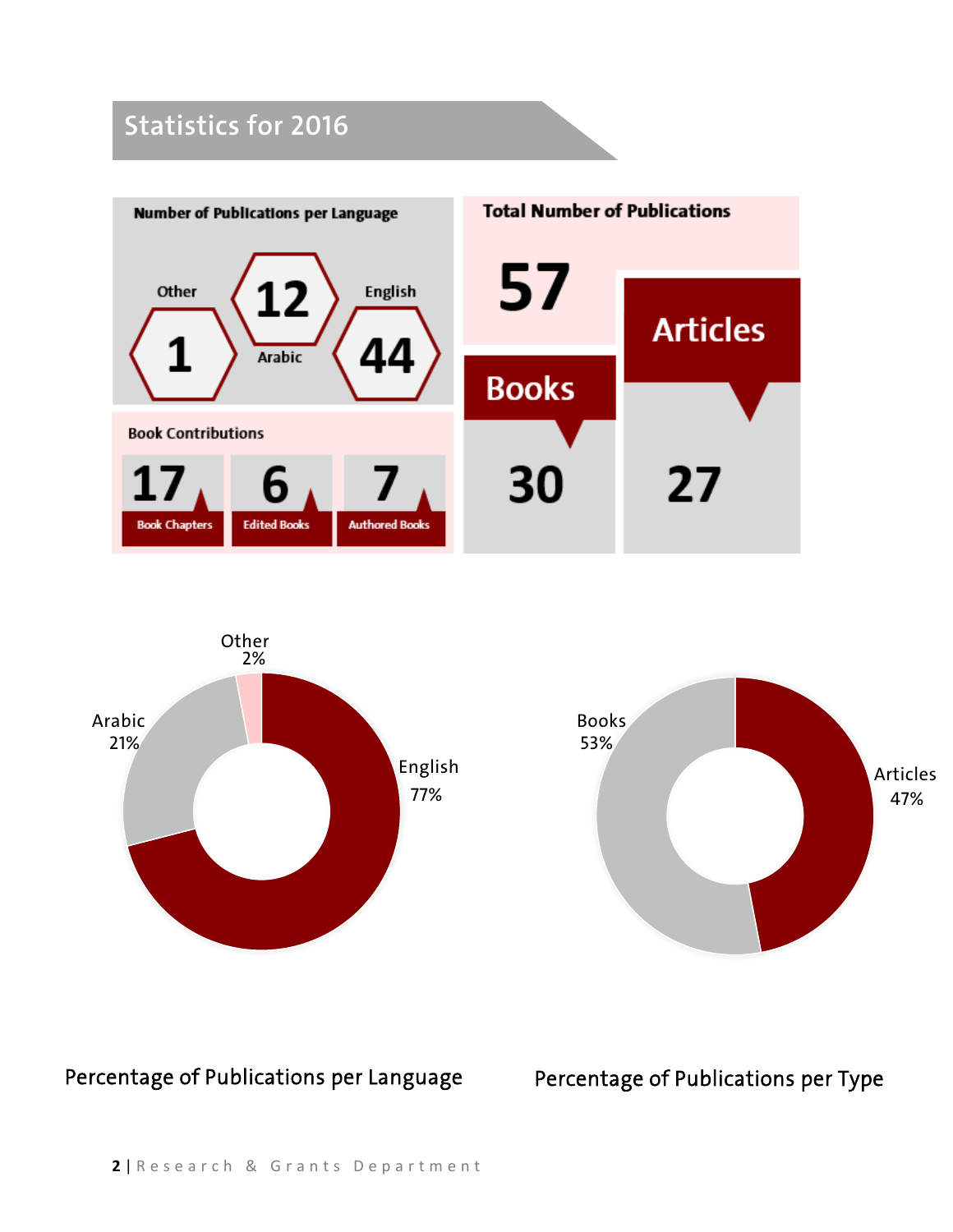## Statistics for 2016

**Number of Publications per Language**

| Other | Arabic | English |
| --- | --- | --- |
| 1 | 12 | 44 |

**Total Number of Publications**

57

| Books | Articles |
| --- | --- |
| 30 | 27 |

**Book Contributions**

| Book Chapters | Edited Books | Authored Books |
| --- | --- | --- |
| 17 | 6 | 7 |

Other 2%

Arabic 21%

English 77%

Percentage of Publications per Language

Books 53%

Articles 47%

Percentage of Publications per Type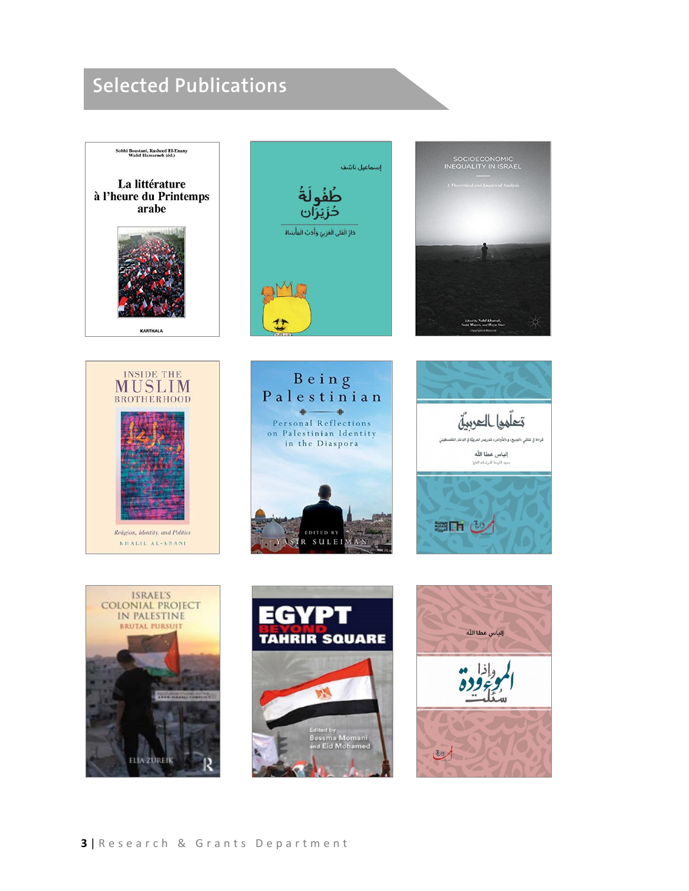# Selected Publications

Sobhi Boustani, Rasheed El-Enany
Walid Hamarneh (éd.)

La littérature
à l'heure du Printemps
arabe

KARTHALA

إسماعيل ناشف

طُفُولَةٌ
حُزَيْرَان

دارُ الفَتى العَرَبي وأدَبُ المأساة

SOCIOECONOMIC
INEQUALITY IN ISRAEL

A Theoretical and Empirical Analysis

Edited by Nabil Khattab,
Sami Miaari, and Haya Stier

INSIDE THE
MUSLIM
BROTHERHOOD

Religion, Identity, and Politics

KHALIL AL-ANANI

Being
Palestinian

Personal Reflections
on Palestinian Identity
in the Diaspora

EDITED BY
YASIR SULEIMAN

تعلّموا العربيّة

إلياس عطا الله

ISRAEL'S
COLONIAL PROJECT
IN PALESTINE

BRUTAL PURSUIT

ELIA ZUREIK

EGYPT
BEYOND
TAHRIR SQUARE

Edited by
Bessma Momani
and Eid Mohamed

إلياس عطا الله

وإذا المَوءودة سُئلت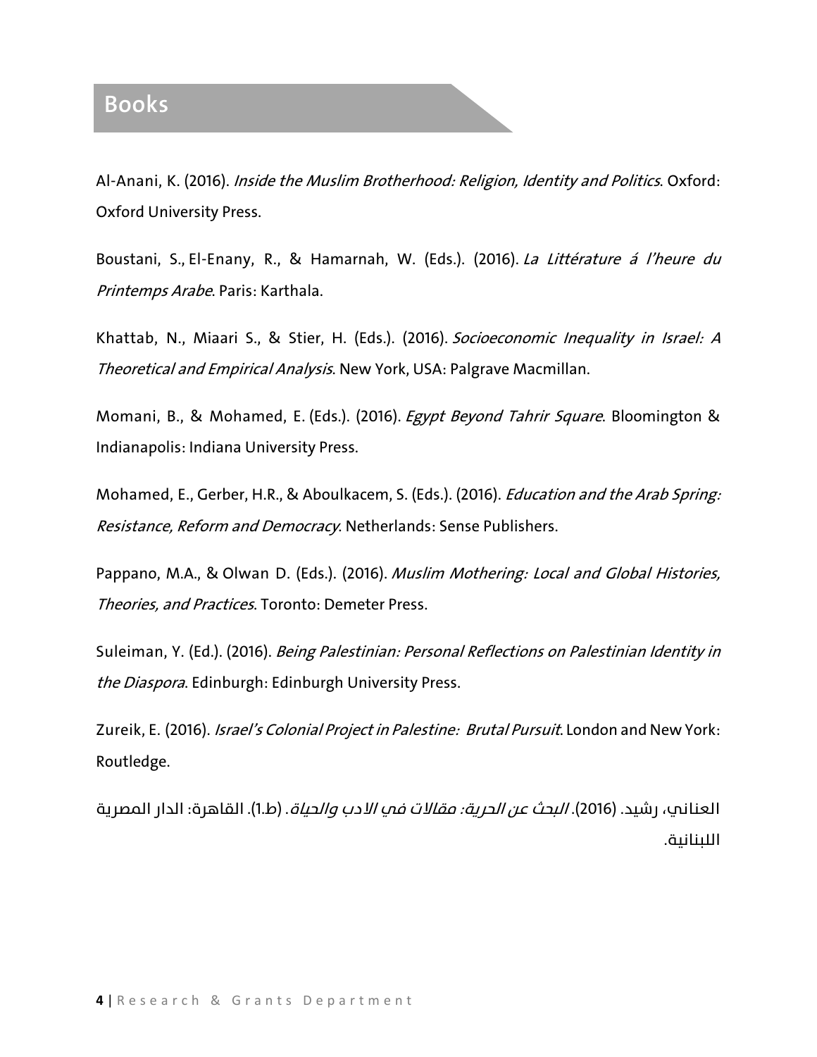## Books

Al-Anani, K. (2016). *Inside the Muslim Brotherhood: Religion, Identity and Politics*. Oxford: Oxford University Press.

Boustani, S., El-Enany, R., & Hamarnah, W. (Eds.). (2016). *La Littérature á l'heure du Printemps Arabe*. Paris: Karthala.

Khattab, N., Miaari S., & Stier, H. (Eds.). (2016). *Socioeconomic Inequality in Israel: A Theoretical and Empirical Analysis*. New York, USA: Palgrave Macmillan.

Momani, B., & Mohamed, E. (Eds.). (2016). *Egypt Beyond Tahrir Square*. Bloomington & Indianapolis: Indiana University Press.

Mohamed, E., Gerber, H.R., & Aboulkacem, S. (Eds.). (2016). *Education and the Arab Spring: Resistance, Reform and Democracy*. Netherlands: Sense Publishers.

Pappano, M.A., & Olwan D. (Eds.). (2016). *Muslim Mothering: Local and Global Histories, Theories, and Practices*. Toronto: Demeter Press.

Suleiman, Y. (Ed.). (2016). *Being Palestinian: Personal Reflections on Palestinian Identity in the Diaspora*. Edinburgh: Edinburgh University Press.

Zureik, E. (2016). *Israel's Colonial Project in Palestine: Brutal Pursuit*. London and New York: Routledge.

العناني، رشيد. (2016). *البحث عن الحرية: مقالات في الادب والحياة*. (ط.1). القاهرة: الدار المصرية اللبنانية.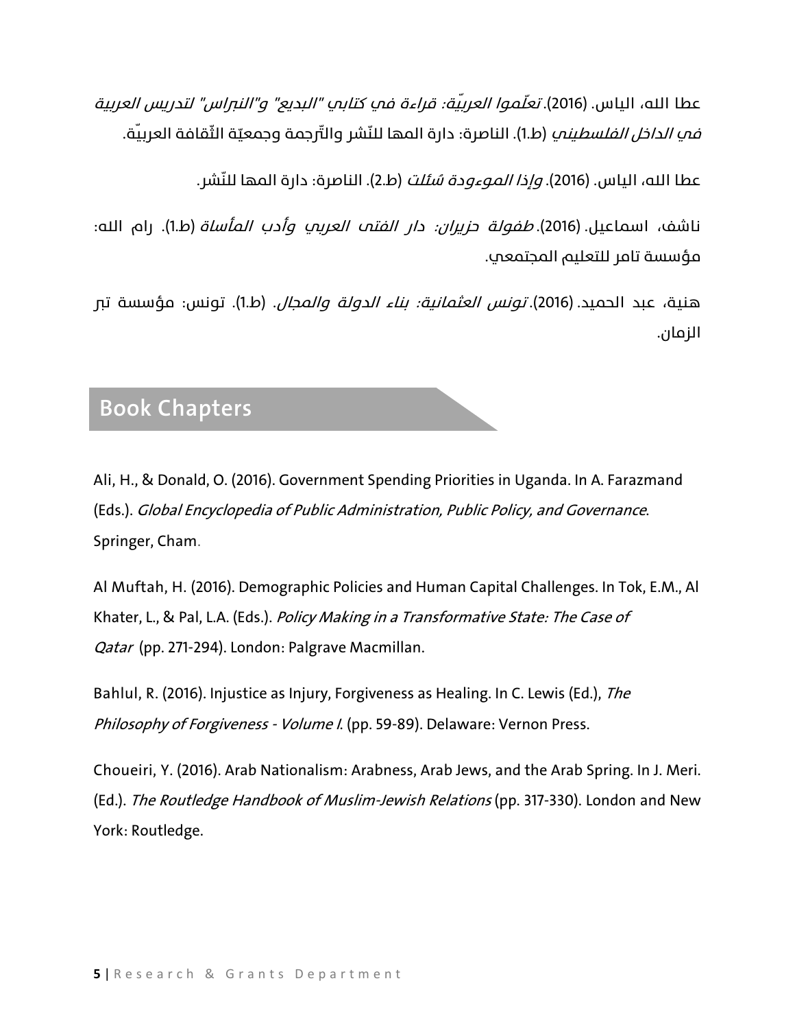عطا الله، الياس. (2016). *تعلّموا العربيّة: قراءة في كتابي "البديع" و"النبراس" لتدريس العربية في الداخل الفلسطيني* (ط.1). الناصرة: دارة المها للنّشر والتّرجمة وجمعيّة الثّقافة العربيّة.

عطا الله، الياس. (2016). *وإذا الموءودة سُئلت* (ط.2). الناصرة: دارة المها للنّشر.

ناشف، اسماعيل. (2016). *طفولة حزيران: دار الفتى العربي وأدب المأساة* (ط.1). رام الله: مؤسسة تامر للتعليم المجتمعي.

هنية، عبد الحميد. (2016). *تونس العثمانية: بناء الدولة والمجال.* (ط.1). تونس: مؤسسة تبر الزمان.

## Book Chapters

Ali, H., & Donald, O. (2016). Government Spending Priorities in Uganda. In A. Farazmand (Eds.). *Global Encyclopedia of Public Administration, Public Policy, and Governance*. Springer, Cham.

Al Muftah, H. (2016). Demographic Policies and Human Capital Challenges. In Tok, E.M., Al Khater, L., & Pal, L.A. (Eds.). *Policy Making in a Transformative State: The Case of Qatar* (pp. 271-294). London: Palgrave Macmillan.

Bahlul, R. (2016). Injustice as Injury, Forgiveness as Healing. In C. Lewis (Ed.), *The Philosophy of Forgiveness - Volume I*. (pp. 59-89). Delaware: Vernon Press.

Choueiri, Y. (2016). Arab Nationalism: Arabness, Arab Jews, and the Arab Spring. In J. Meri. (Ed.). *The Routledge Handbook of Muslim-Jewish Relations* (pp. 317-330). London and New York: Routledge.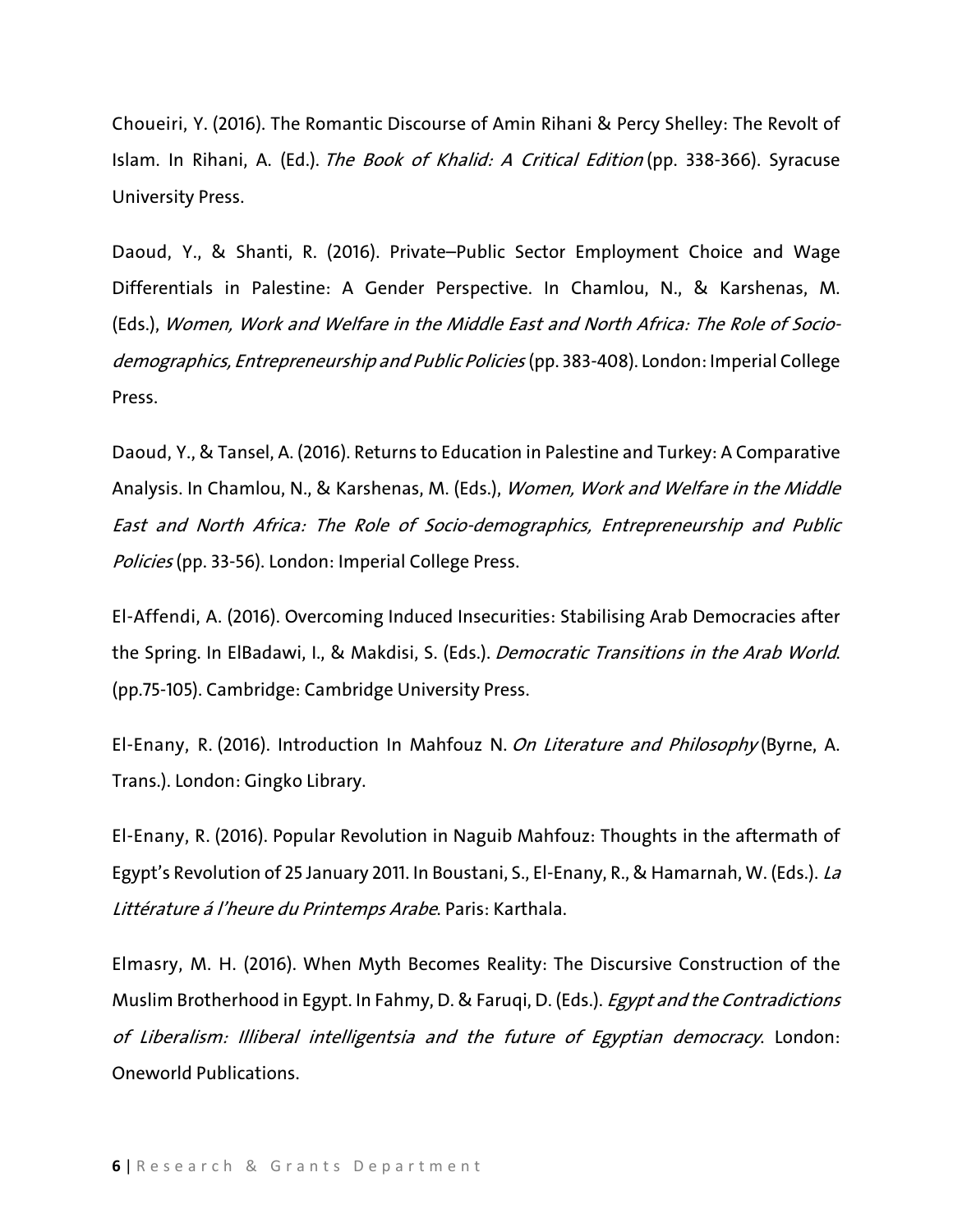Choueiri, Y. (2016). The Romantic Discourse of Amin Rihani & Percy Shelley: The Revolt of Islam. In Rihani, A. (Ed.). *The Book of Khalid: A Critical Edition* (pp. 338-366). Syracuse University Press.

Daoud, Y., & Shanti, R. (2016). Private–Public Sector Employment Choice and Wage Differentials in Palestine: A Gender Perspective. In Chamlou, N., & Karshenas, M. (Eds.), *Women, Work and Welfare in the Middle East and North Africa: The Role of Socio-demographics, Entrepreneurship and Public Policies* (pp. 383-408). London: Imperial College Press.

Daoud, Y., & Tansel, A. (2016). Returns to Education in Palestine and Turkey: A Comparative Analysis. In Chamlou, N., & Karshenas, M. (Eds.), *Women, Work and Welfare in the Middle East and North Africa: The Role of Socio-demographics, Entrepreneurship and Public Policies* (pp. 33-56). London: Imperial College Press.

El-Affendi, A. (2016). Overcoming Induced Insecurities: Stabilising Arab Democracies after the Spring. In ElBadawi, I., & Makdisi, S. (Eds.). *Democratic Transitions in the Arab World*. (pp.75-105). Cambridge: Cambridge University Press.

El-Enany, R. (2016). Introduction In Mahfouz N. *On Literature and Philosophy* (Byrne, A. Trans.). London: Gingko Library.

El-Enany, R. (2016). Popular Revolution in Naguib Mahfouz: Thoughts in the aftermath of Egypt's Revolution of 25 January 2011. In Boustani, S., El-Enany, R., & Hamarnah, W. (Eds.). *La Littérature á l'heure du Printemps Arabe*. Paris: Karthala.

Elmasry, M. H. (2016). When Myth Becomes Reality: The Discursive Construction of the Muslim Brotherhood in Egypt. In Fahmy, D. & Faruqi, D. (Eds.). *Egypt and the Contradictions of Liberalism: Illiberal intelligentsia and the future of Egyptian democracy*. London: Oneworld Publications.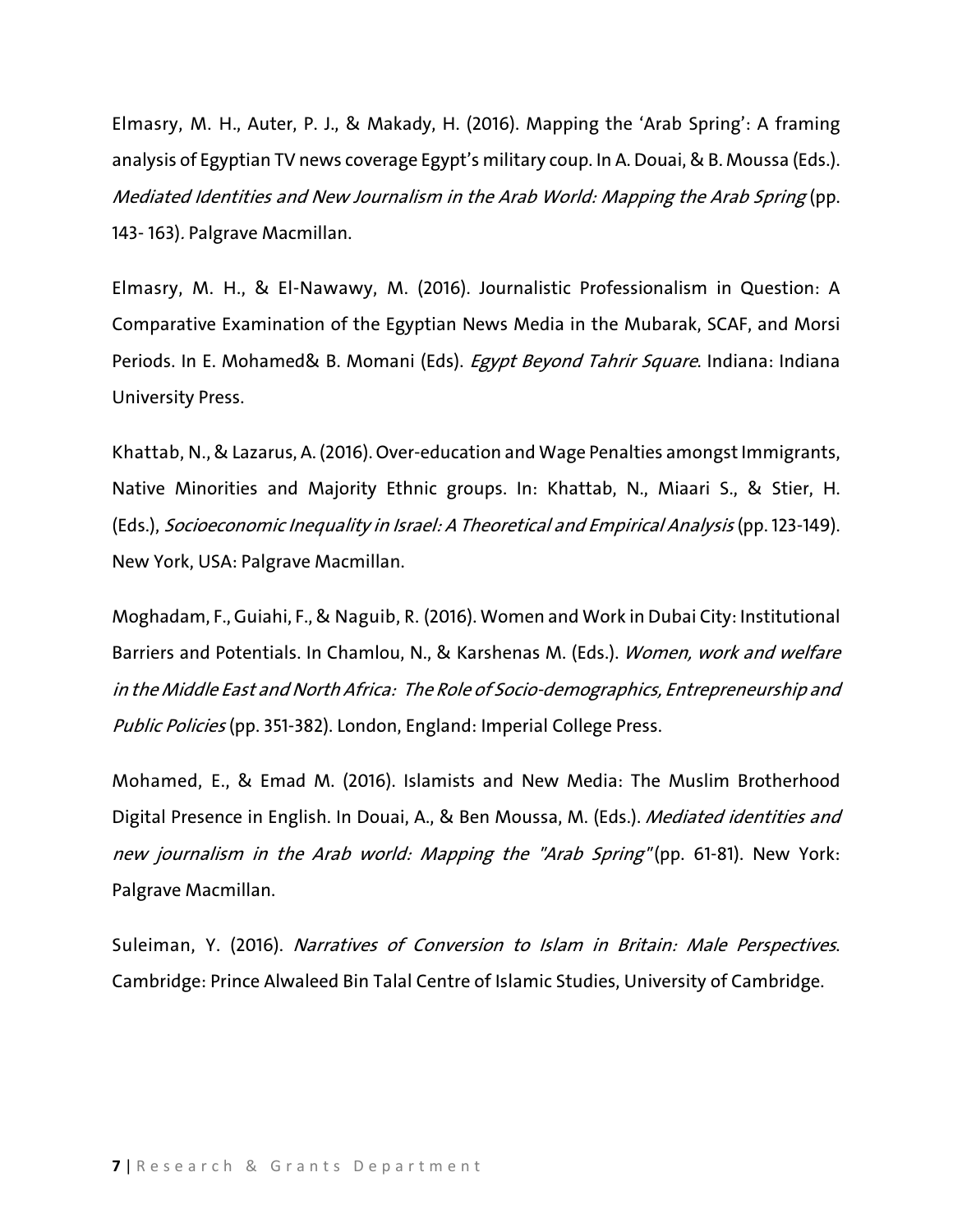Elmasry, M. H., Auter, P. J., & Makady, H. (2016). Mapping the 'Arab Spring': A framing analysis of Egyptian TV news coverage Egypt's military coup. In A. Douai, & B. Moussa (Eds.). *Mediated Identities and New Journalism in the Arab World: Mapping the Arab Spring* (pp. 143- 163). Palgrave Macmillan.

Elmasry, M. H., & El-Nawawy, M. (2016). Journalistic Professionalism in Question: A Comparative Examination of the Egyptian News Media in the Mubarak, SCAF, and Morsi Periods. In E. Mohamed& B. Momani (Eds). *Egypt Beyond Tahrir Square*. Indiana: Indiana University Press.

Khattab, N., & Lazarus, A. (2016). Over-education and Wage Penalties amongst Immigrants, Native Minorities and Majority Ethnic groups. In: Khattab, N., Miaari S., & Stier, H. (Eds.), *Socioeconomic Inequality in Israel: A Theoretical and Empirical Analysis* (pp. 123-149). New York, USA: Palgrave Macmillan.

Moghadam, F., Guiahi, F., & Naguib, R. (2016). Women and Work in Dubai City: Institutional Barriers and Potentials. In Chamlou, N., & Karshenas M. (Eds.). *Women, work and welfare in the Middle East and North Africa: The Role of Socio-demographics, Entrepreneurship and Public Policies* (pp. 351-382). London, England: Imperial College Press.

Mohamed, E., & Emad M. (2016). Islamists and New Media: The Muslim Brotherhood Digital Presence in English. In Douai, A., & Ben Moussa, M. (Eds.). *Mediated identities and new journalism in the Arab world: Mapping the "Arab Spring"* (pp. 61-81). New York: Palgrave Macmillan.

Suleiman, Y. (2016). *Narratives of Conversion to Islam in Britain: Male Perspectives*. Cambridge: Prince Alwaleed Bin Talal Centre of Islamic Studies, University of Cambridge.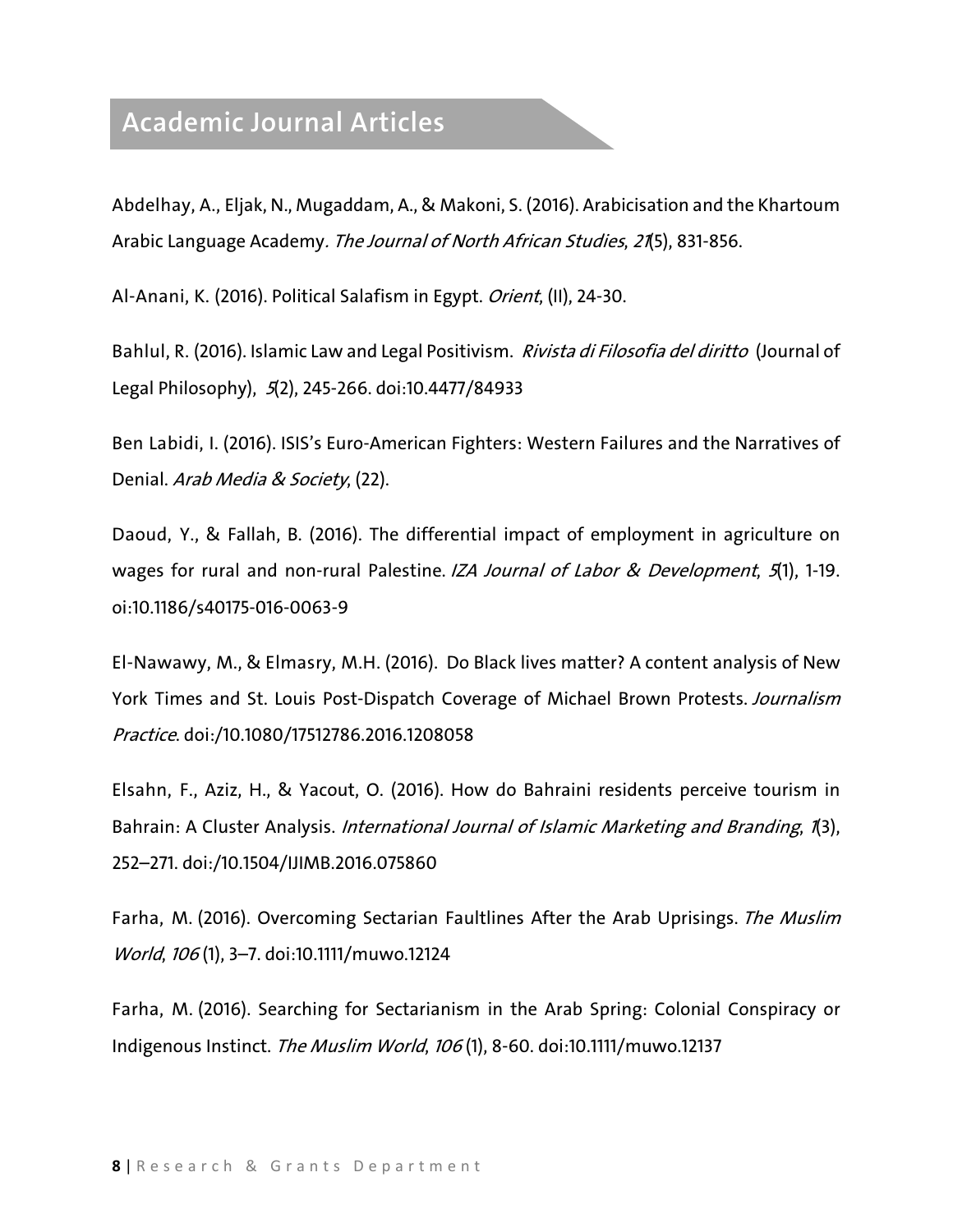## Academic Journal Articles

Abdelhay, A., Eljak, N., Mugaddam, A., & Makoni, S. (2016). Arabicisation and the Khartoum Arabic Language Academy*. The Journal of North African Studies*, *21*(5), 831-856.

Al-Anani, K. (2016). Political Salafism in Egypt. *Orient*, (II), 24-30.

Bahlul, R. (2016). Islamic Law and Legal Positivism. *Rivista di Filosofia del diritto* (Journal of Legal Philosophy), *5*(2), 245-266. doi:10.4477/84933

Ben Labidi, I. (2016). ISIS's Euro-American Fighters: Western Failures and the Narratives of Denial. *Arab Media & Society*, (22).

Daoud, Y., & Fallah, B. (2016). The differential impact of employment in agriculture on wages for rural and non-rural Palestine. *IZA Journal of Labor & Development*, *5*(1), 1-19. oi:10.1186/s40175-016-0063-9

El-Nawawy, M., & Elmasry, M.H. (2016). Do Black lives matter? A content analysis of New York Times and St. Louis Post-Dispatch Coverage of Michael Brown Protests. *Journalism Practice*. doi:/10.1080/17512786.2016.1208058

Elsahn, F., Aziz, H., & Yacout, O. (2016). How do Bahraini residents perceive tourism in Bahrain: A Cluster Analysis. *International Journal of Islamic Marketing and Branding*, *1*(3), 252–271. doi:/10.1504/IJIMB.2016.075860

Farha, M. (2016). Overcoming Sectarian Faultlines After the Arab Uprisings. *The Muslim World*, *106* (1), 3–7. doi:10.1111/muwo.12124

Farha, M. (2016). Searching for Sectarianism in the Arab Spring: Colonial Conspiracy or Indigenous Instinct. *The Muslim World*, *106* (1), 8-60. doi:10.1111/muwo.12137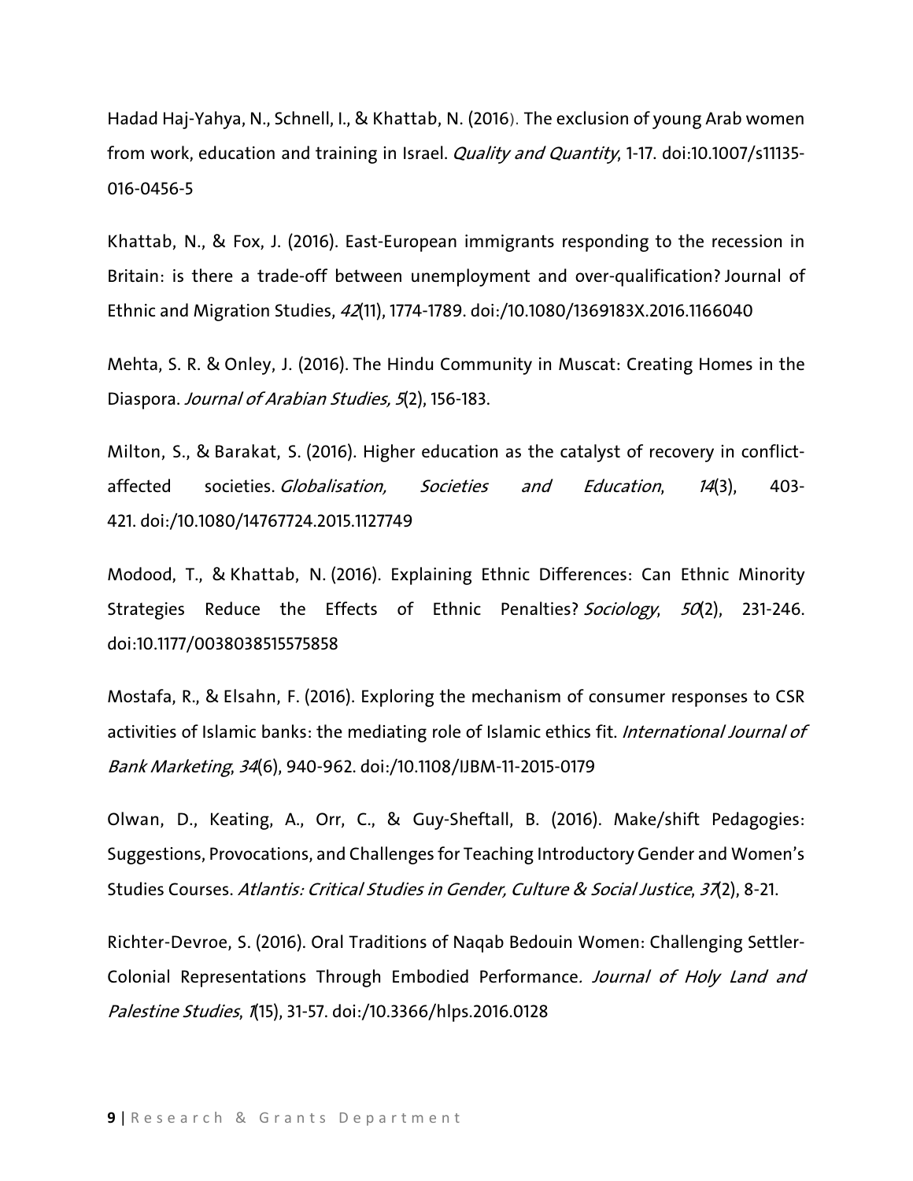Hadad Haj-Yahya, N., Schnell, I., & Khattab, N. (2016). The exclusion of young Arab women from work, education and training in Israel. *Quality and Quantity*, 1-17. doi:10.1007/s11135-016-0456-5

Khattab, N., & Fox, J. (2016). East-European immigrants responding to the recession in Britain: is there a trade-off between unemployment and over-qualification? Journal of Ethnic and Migration Studies, *42*(11), 1774-1789. doi:/10.1080/1369183X.2016.1166040

Mehta, S. R. & Onley, J. (2016). The Hindu Community in Muscat: Creating Homes in the Diaspora. *Journal of Arabian Studies, 5*(2), 156-183.

Milton, S., & Barakat, S. (2016). Higher education as the catalyst of recovery in conflict-affected societies. *Globalisation, Societies and Education*, *14*(3), 403-421. doi:/10.1080/14767724.2015.1127749

Modood, T., & Khattab, N. (2016). Explaining Ethnic Differences: Can Ethnic Minority Strategies Reduce the Effects of Ethnic Penalties? *Sociology*, *50*(2), 231-246. doi:10.1177/0038038515575858

Mostafa, R., & Elsahn, F. (2016). Exploring the mechanism of consumer responses to CSR activities of Islamic banks: the mediating role of Islamic ethics fit. *International Journal of Bank Marketing*, *34*(6), 940-962. doi:/10.1108/IJBM-11-2015-0179

Olwan, D., Keating, A., Orr, C., & Guy-Sheftall, B. (2016). Make/shift Pedagogies: Suggestions, Provocations, and Challenges for Teaching Introductory Gender and Women's Studies Courses. *Atlantis: Critical Studies in Gender, Culture & Social Justice*, *37*(2), 8-21.

Richter-Devroe, S. (2016). Oral Traditions of Naqab Bedouin Women: Challenging Settler-Colonial Representations Through Embodied Performance. *Journal of Holy Land and Palestine Studies*, *1*(15), 31-57. doi:/10.3366/hlps.2016.0128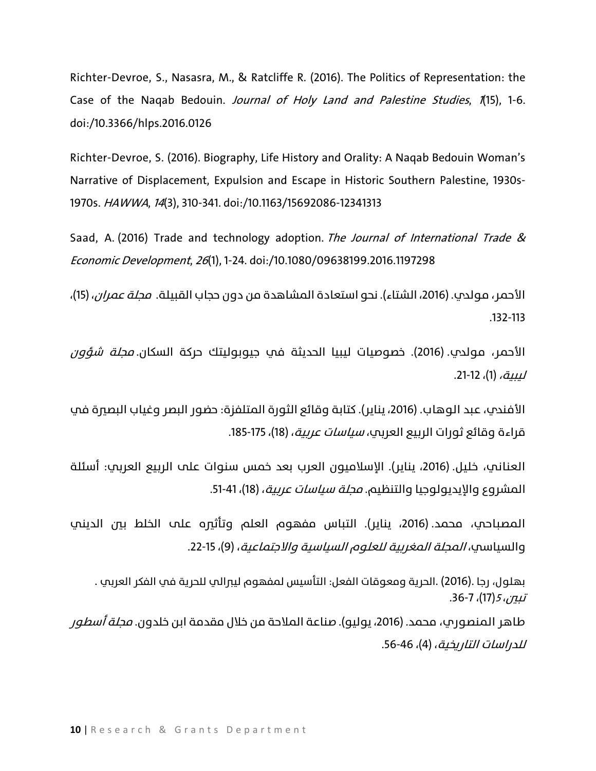Richter-Devroe, S., Nasasra, M., & Ratcliffe R. (2016). The Politics of Representation: the Case of the Naqab Bedouin. *Journal of Holy Land and Palestine Studies*, *1*(15), 1-6. doi:/10.3366/hlps.2016.0126

Richter-Devroe, S. (2016). Biography, Life History and Orality: A Naqab Bedouin Woman's Narrative of Displacement, Expulsion and Escape in Historic Southern Palestine, 1930s-1970s. *HAWWA*, *14*(3), 310-341. doi:/10.1163/15692086-12341313

Saad, A. (2016) Trade and technology adoption. *The Journal of International Trade & Economic Development*, *26*(1), 1-24. doi:/10.1080/09638199.2016.1197298

الأحمر، مولدي. (2016، الشتاء). نحو استعادة المشاهدة من دون حجاب القبيلة. *مجلة عمران*، (15)، 113-132.

الأحمر، مولدي. (2016). خصوصيات ليبيا الحديثة في جيوبوليتك حركة السكان. *مجلة شؤون ليبية*، (1)، 12-21.

الأفندي، عبد الوهاب. (2016، يناير). كتابة وقائع الثورة المتلفزة: حضور البصر وغياب البصيرة في قراءة وقائع ثورات الربيع العربي، *سياسات عربية*، (18)، 175-185.

العناني، خليل. (2016، يناير). الإسلاميون العرب بعد خمس سنوات على الربيع العربي: أسئلة المشروع والإيديولوجيا والتنظيم. *مجلة سياسات عربية*، (18)، 41-51.

المصباحي، محمد. (2016، يناير). التباس مفهوم العلم وتأثيره على الخلط بين الديني والسياسي، *المجلة المغربية للعلوم السياسية والاجتماعية*، (9)، 15-22.

بهلول، رجا .(2016) .الحرية ومعوقات الفعل: التأسيس لمفهوم ليبرالي للحرية في الفكر العربي . *تبين*، *5*(17)، 7-36.

طاهر المنصوري، محمد. (2016، يوليو). صناعة الملاحة من خلال مقدمة ابن خلدون. *مجلة أسطور للدراسات التاريخية*، (4)، 46-56.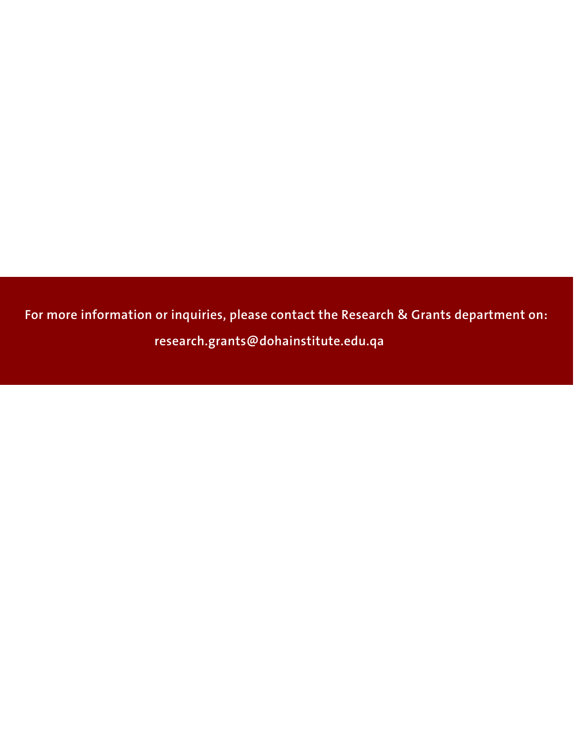**For more information or inquiries, please contact the Research & Grants department on:**

**research.grants@dohainstitute.edu.qa**